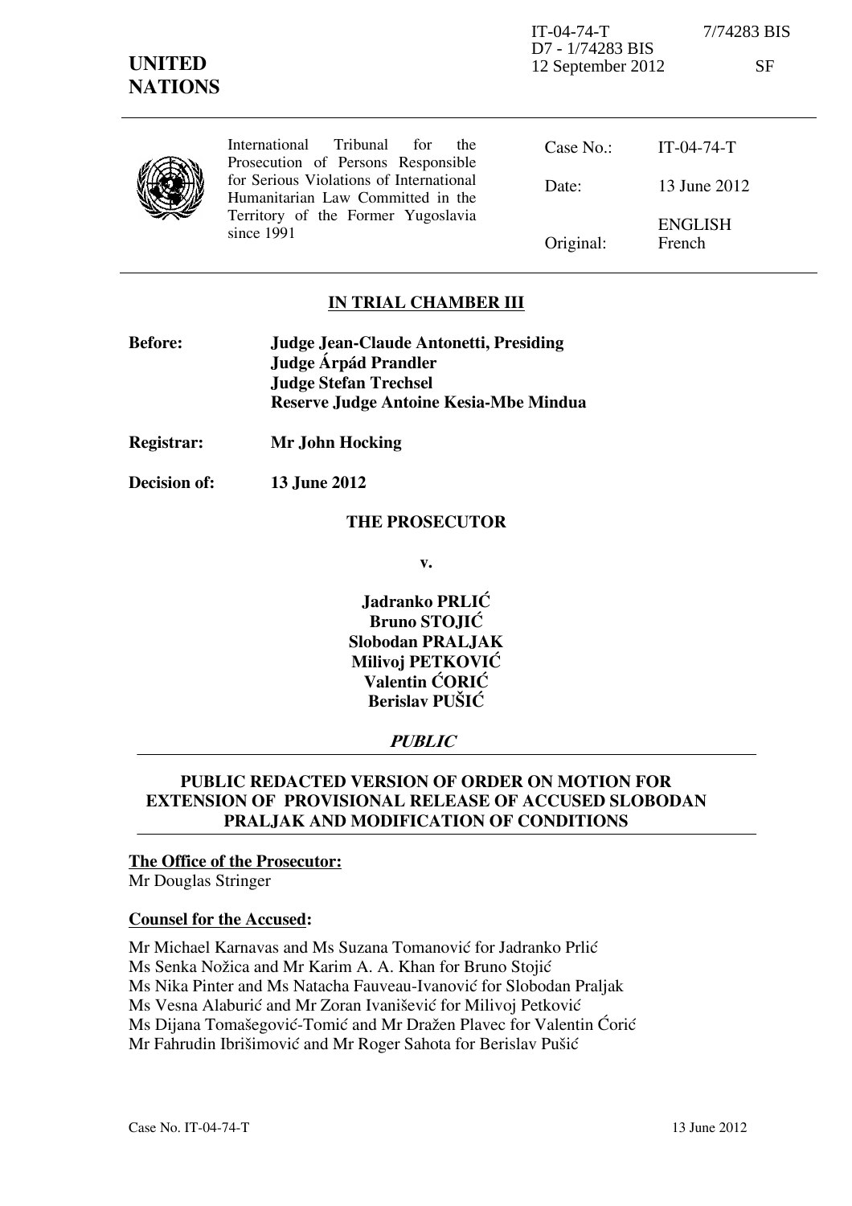IT-04-74-T 7/74283 BIS
D7 - 1/74283 BIS
12 September 2012 SF

**UNITED NATIONS**

International Tribunal for the Prosecution of Persons Responsible for Serious Violations of International Humanitarian Law Committed in the Territory of the Former Yugoslavia since 1991

| | |
|---|---|
| Case No.: | IT-04-74-T |
| Date: | 13 June 2012 |
| Original: | ENGLISH French |

## IN TRIAL CHAMBER III

**Before:** **Judge Jean-Claude Antonetti, Presiding**
**Judge Árpád Prandler**
**Judge Stefan Trechsel**
**Reserve Judge Antoine Kesia-Mbe Mindua**

**Registrar:** **Mr John Hocking**

**Decision of:** **13 June 2012**

**THE PROSECUTOR**

**v.**

**Jadranko PRLIĆ**
**Bruno STOJIĆ**
**Slobodan PRALJAK**
**Milivoj PETKOVIĆ**
**Valentin ĆORIĆ**
**Berislav PUŠIĆ**

***PUBLIC***

## PUBLIC REDACTED VERSION OF ORDER ON MOTION FOR EXTENSION OF PROVISIONAL RELEASE OF ACCUSED SLOBODAN PRALJAK AND MODIFICATION OF CONDITIONS

**The Office of the Prosecutor:**
Mr Douglas Stringer

**Counsel for the Accused:**

Mr Michael Karnavas and Ms Suzana Tomanović for Jadranko Prlić
Ms Senka Nožica and Mr Karim A. A. Khan for Bruno Stojić
Ms Nika Pinter and Ms Natacha Fauveau-Ivanović for Slobodan Praljak
Ms Vesna Alaburić and Mr Zoran Ivanišević for Milivoj Petković
Ms Dijana Tomašegović-Tomić and Mr Dražen Plavec for Valentin Ćorić
Mr Fahrudin Ibrišimović and Mr Roger Sahota for Berislav Pušić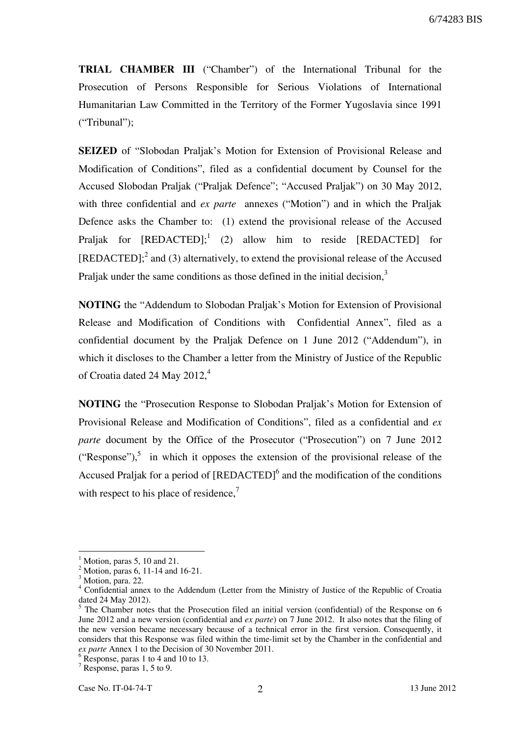**TRIAL CHAMBER III** ("Chamber") of the International Tribunal for the Prosecution of Persons Responsible for Serious Violations of International Humanitarian Law Committed in the Territory of the Former Yugoslavia since 1991 ("Tribunal");

**SEIZED** of "Slobodan Praljak's Motion for Extension of Provisional Release and Modification of Conditions", filed as a confidential document by Counsel for the Accused Slobodan Praljak ("Praljak Defence"; "Accused Praljak") on 30 May 2012, with three confidential and *ex parte* annexes ("Motion") and in which the Praljak Defence asks the Chamber to: (1) extend the provisional release of the Accused Praljak for [REDACTED];[1] (2) allow him to reside [REDACTED] for [REDACTED];[2] and (3) alternatively, to extend the provisional release of the Accused Praljak under the same conditions as those defined in the initial decision,[3]

**NOTING** the "Addendum to Slobodan Praljak's Motion for Extension of Provisional Release and Modification of Conditions with Confidential Annex", filed as a confidential document by the Praljak Defence on 1 June 2012 ("Addendum"), in which it discloses to the Chamber a letter from the Ministry of Justice of the Republic of Croatia dated 24 May 2012,[4]

**NOTING** the "Prosecution Response to Slobodan Praljak's Motion for Extension of Provisional Release and Modification of Conditions", filed as a confidential and *ex parte* document by the Office of the Prosecutor ("Prosecution") on 7 June 2012 ("Response"),[5] in which it opposes the extension of the provisional release of the Accused Praljak for a period of [REDACTED][6] and the modification of the conditions with respect to his place of residence,[7]

---

[1] Motion, paras 5, 10 and 21.

[2] Motion, paras 6, 11-14 and 16-21.

[3] Motion, para. 22.

[4] Confidential annex to the Addendum (Letter from the Ministry of Justice of the Republic of Croatia dated 24 May 2012).

[5] The Chamber notes that the Prosecution filed an initial version (confidential) of the Response on 6 June 2012 and a new version (confidential and *ex parte*) on 7 June 2012. It also notes that the filing of the new version became necessary because of a technical error in the first version. Consequently, it considers that this Response was filed within the time-limit set by the Chamber in the confidential and *ex parte* Annex 1 to the Decision of 30 November 2011.

[6] Response, paras 1 to 4 and 10 to 13.

[7] Response, paras 1, 5 to 9.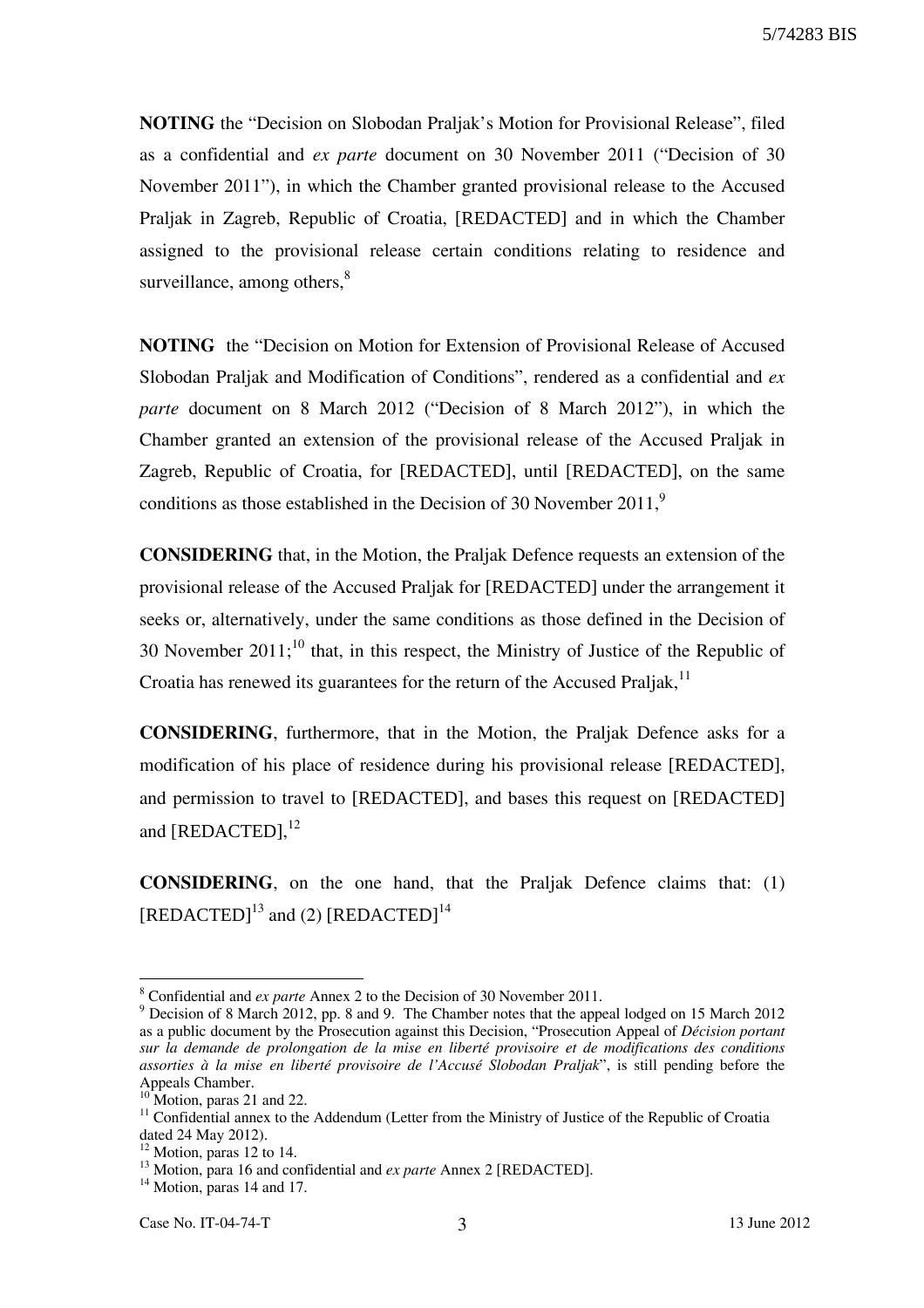**NOTING** the "Decision on Slobodan Praljak's Motion for Provisional Release", filed as a confidential and *ex parte* document on 30 November 2011 ("Decision of 30 November 2011"), in which the Chamber granted provisional release to the Accused Praljak in Zagreb, Republic of Croatia, [REDACTED] and in which the Chamber assigned to the provisional release certain conditions relating to residence and surveillance, among others,[8]

**NOTING** the "Decision on Motion for Extension of Provisional Release of Accused Slobodan Praljak and Modification of Conditions", rendered as a confidential and *ex parte* document on 8 March 2012 ("Decision of 8 March 2012"), in which the Chamber granted an extension of the provisional release of the Accused Praljak in Zagreb, Republic of Croatia, for [REDACTED], until [REDACTED], on the same conditions as those established in the Decision of 30 November 2011,[9]

**CONSIDERING** that, in the Motion, the Praljak Defence requests an extension of the provisional release of the Accused Praljak for [REDACTED] under the arrangement it seeks or, alternatively, under the same conditions as those defined in the Decision of 30 November 2011;[10] that, in this respect, the Ministry of Justice of the Republic of Croatia has renewed its guarantees for the return of the Accused Praljak,[11]

**CONSIDERING**, furthermore, that in the Motion, the Praljak Defence asks for a modification of his place of residence during his provisional release [REDACTED], and permission to travel to [REDACTED], and bases this request on [REDACTED] and [REDACTED],[12]

**CONSIDERING**, on the one hand, that the Praljak Defence claims that: (1) [REDACTED][13] and (2) [REDACTED][14]

---

[8] Confidential and *ex parte* Annex 2 to the Decision of 30 November 2011.

[9] Decision of 8 March 2012, pp. 8 and 9. The Chamber notes that the appeal lodged on 15 March 2012 as a public document by the Prosecution against this Decision, "Prosecution Appeal of *Décision portant sur la demande de prolongation de la mise en liberté provisoire et de modifications des conditions assorties à la mise en liberté provisoire de l'Accusé Slobodan Praljak*", is still pending before the Appeals Chamber.

[10] Motion, paras 21 and 22.

[11] Confidential annex to the Addendum (Letter from the Ministry of Justice of the Republic of Croatia dated 24 May 2012).

[12] Motion, paras 12 to 14.

[13] Motion, para 16 and confidential and *ex parte* Annex 2 [REDACTED].

[14] Motion, paras 14 and 17.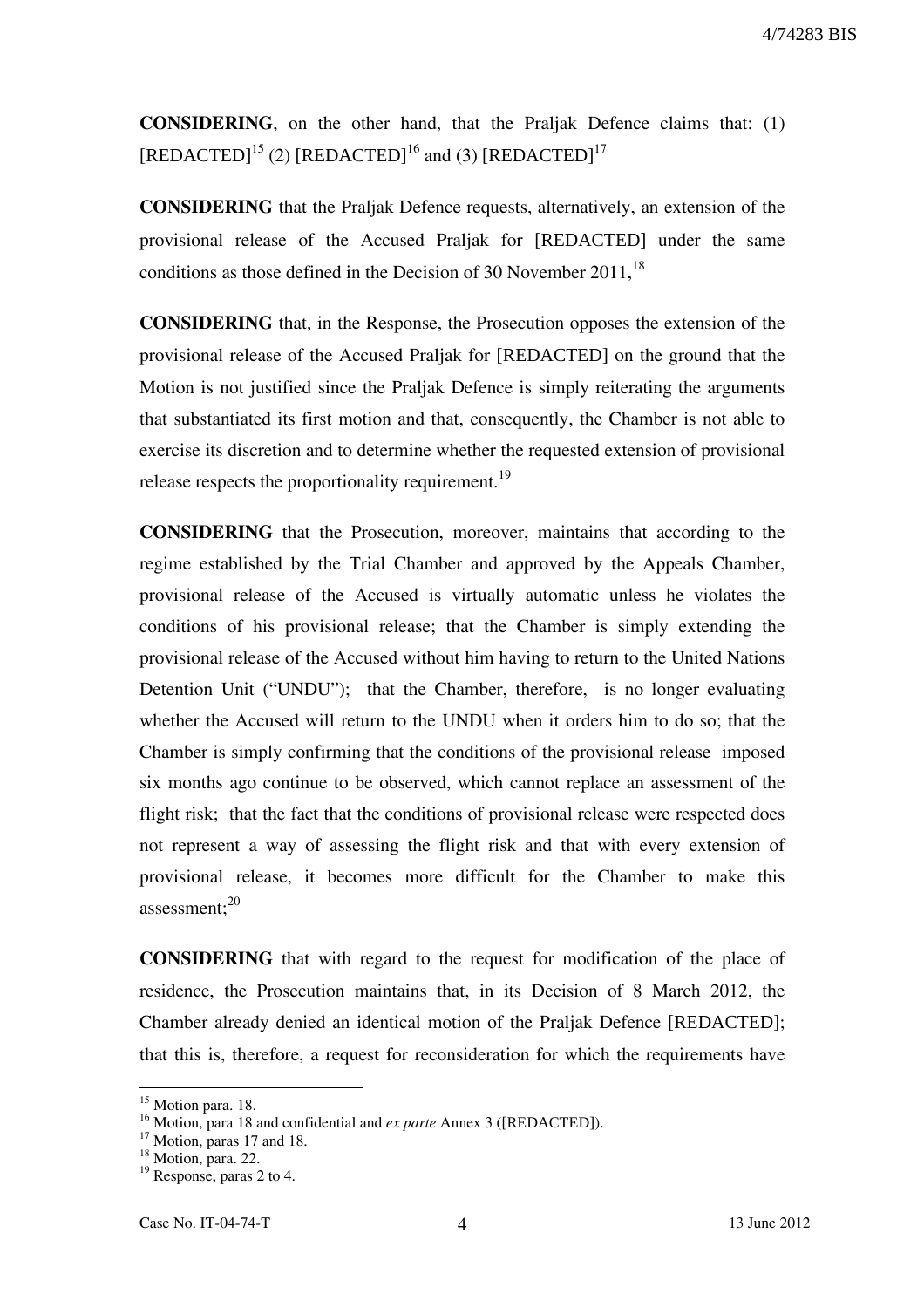**CONSIDERING**, on the other hand, that the Praljak Defence claims that: (1) [REDACTED][15] (2) [REDACTED][16] and (3) [REDACTED][17]

**CONSIDERING** that the Praljak Defence requests, alternatively, an extension of the provisional release of the Accused Praljak for [REDACTED] under the same conditions as those defined in the Decision of 30 November 2011,[18]

**CONSIDERING** that, in the Response, the Prosecution opposes the extension of the provisional release of the Accused Praljak for [REDACTED] on the ground that the Motion is not justified since the Praljak Defence is simply reiterating the arguments that substantiated its first motion and that, consequently, the Chamber is not able to exercise its discretion and to determine whether the requested extension of provisional release respects the proportionality requirement.[19]

**CONSIDERING** that the Prosecution, moreover, maintains that according to the regime established by the Trial Chamber and approved by the Appeals Chamber, provisional release of the Accused is virtually automatic unless he violates the conditions of his provisional release; that the Chamber is simply extending the provisional release of the Accused without him having to return to the United Nations Detention Unit ("UNDU"); that the Chamber, therefore, is no longer evaluating whether the Accused will return to the UNDU when it orders him to do so; that the Chamber is simply confirming that the conditions of the provisional release imposed six months ago continue to be observed, which cannot replace an assessment of the flight risk; that the fact that the conditions of provisional release were respected does not represent a way of assessing the flight risk and that with every extension of provisional release, it becomes more difficult for the Chamber to make this assessment;[20]

**CONSIDERING** that with regard to the request for modification of the place of residence, the Prosecution maintains that, in its Decision of 8 March 2012, the Chamber already denied an identical motion of the Praljak Defence [REDACTED]; that this is, therefore, a request for reconsideration for which the requirements have

---

[15] Motion para. 18.

[16] Motion, para 18 and confidential and *ex parte* Annex 3 ([REDACTED]).

[17] Motion, paras 17 and 18.

[18] Motion, para. 22.

[19] Response, paras 2 to 4.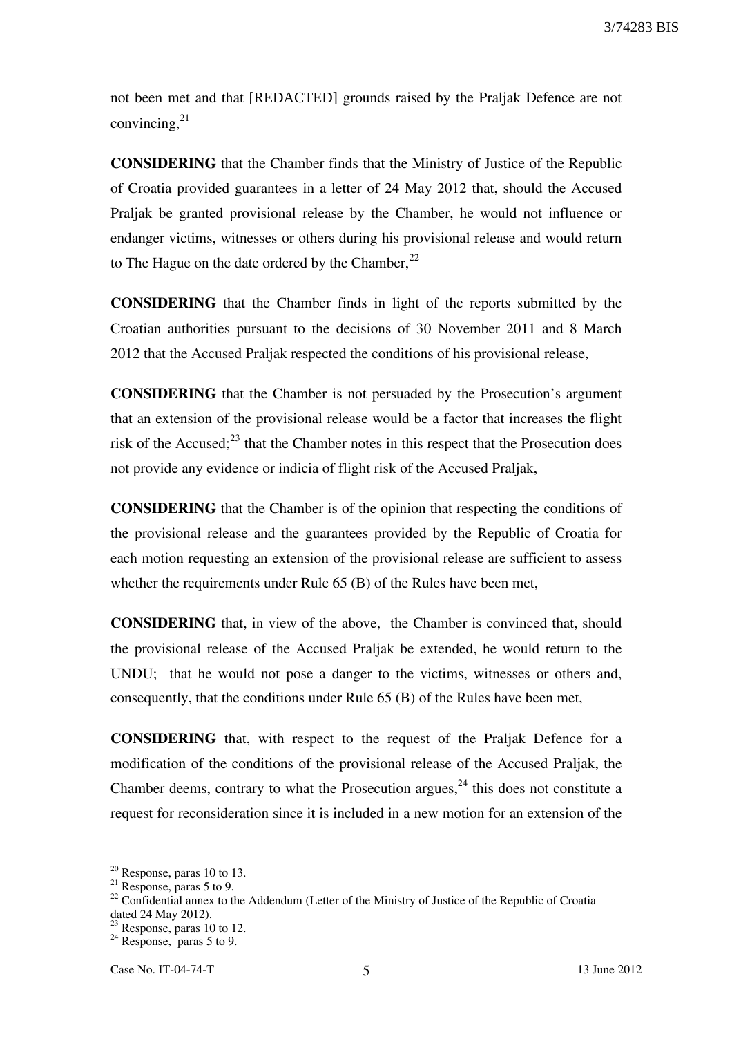not been met and that [REDACTED] grounds raised by the Praljak Defence are not convincing,[21]

**CONSIDERING** that the Chamber finds that the Ministry of Justice of the Republic of Croatia provided guarantees in a letter of 24 May 2012 that, should the Accused Praljak be granted provisional release by the Chamber, he would not influence or endanger victims, witnesses or others during his provisional release and would return to The Hague on the date ordered by the Chamber,[22]

**CONSIDERING** that the Chamber finds in light of the reports submitted by the Croatian authorities pursuant to the decisions of 30 November 2011 and 8 March 2012 that the Accused Praljak respected the conditions of his provisional release,

**CONSIDERING** that the Chamber is not persuaded by the Prosecution's argument that an extension of the provisional release would be a factor that increases the flight risk of the Accused;[23] that the Chamber notes in this respect that the Prosecution does not provide any evidence or indicia of flight risk of the Accused Praljak,

**CONSIDERING** that the Chamber is of the opinion that respecting the conditions of the provisional release and the guarantees provided by the Republic of Croatia for each motion requesting an extension of the provisional release are sufficient to assess whether the requirements under Rule 65 (B) of the Rules have been met,

**CONSIDERING** that, in view of the above, the Chamber is convinced that, should the provisional release of the Accused Praljak be extended, he would return to the UNDU; that he would not pose a danger to the victims, witnesses or others and, consequently, that the conditions under Rule 65 (B) of the Rules have been met,

**CONSIDERING** that, with respect to the request of the Praljak Defence for a modification of the conditions of the provisional release of the Accused Praljak, the Chamber deems, contrary to what the Prosecution argues,[24] this does not constitute a request for reconsideration since it is included in a new motion for an extension of the

---

[20] Response, paras 10 to 13.

[21] Response, paras 5 to 9.

[22] Confidential annex to the Addendum (Letter of the Ministry of Justice of the Republic of Croatia dated 24 May 2012).

[23] Response, paras 10 to 12.

[24] Response, paras 5 to 9.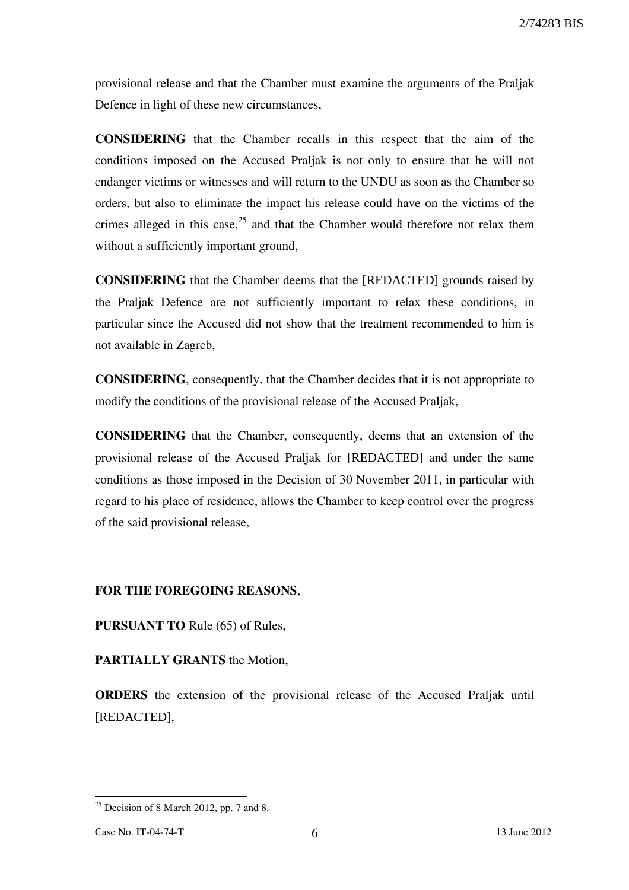provisional release and that the Chamber must examine the arguments of the Praljak Defence in light of these new circumstances,

**CONSIDERING** that the Chamber recalls in this respect that the aim of the conditions imposed on the Accused Praljak is not only to ensure that he will not endanger victims or witnesses and will return to the UNDU as soon as the Chamber so orders, but also to eliminate the impact his release could have on the victims of the crimes alleged in this case,[25] and that the Chamber would therefore not relax them without a sufficiently important ground,

**CONSIDERING** that the Chamber deems that the [REDACTED] grounds raised by the Praljak Defence are not sufficiently important to relax these conditions, in particular since the Accused did not show that the treatment recommended to him is not available in Zagreb,

**CONSIDERING**, consequently, that the Chamber decides that it is not appropriate to modify the conditions of the provisional release of the Accused Praljak,

**CONSIDERING** that the Chamber, consequently, deems that an extension of the provisional release of the Accused Praljak for [REDACTED] and under the same conditions as those imposed in the Decision of 30 November 2011, in particular with regard to his place of residence, allows the Chamber to keep control over the progress of the said provisional release,

**FOR THE FOREGOING REASONS**,

**PURSUANT TO** Rule (65) of Rules,

**PARTIALLY GRANTS** the Motion,

**ORDERS** the extension of the provisional release of the Accused Praljak until [REDACTED],

---

[25] Decision of 8 March 2012, pp. 7 and 8.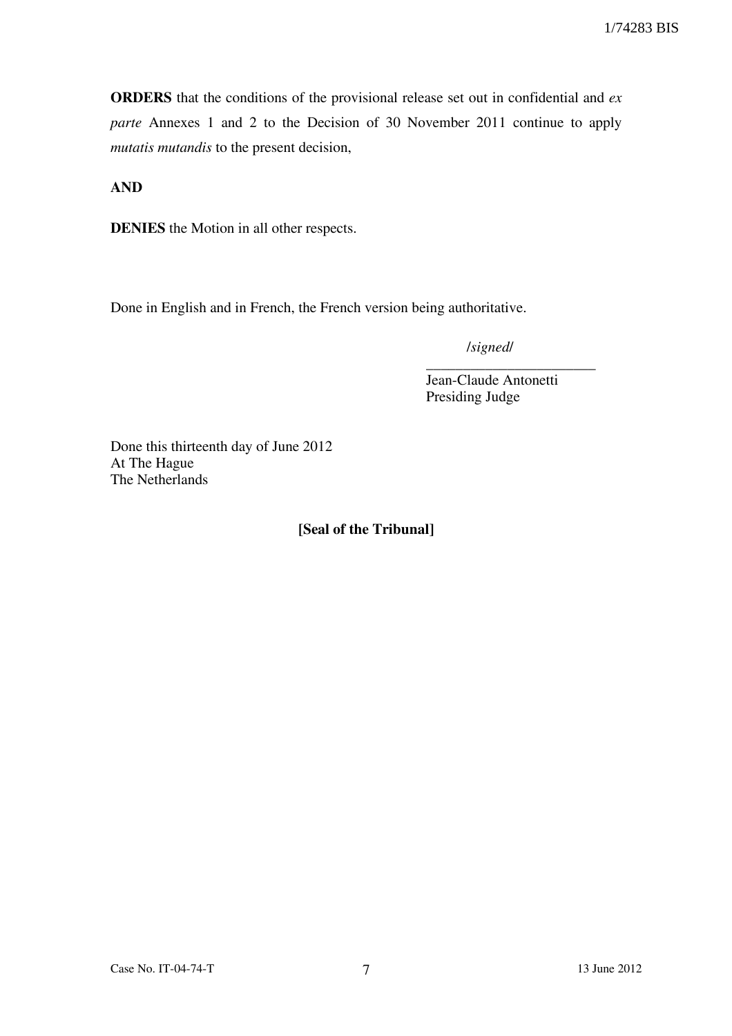**ORDERS** that the conditions of the provisional release set out in confidential and *ex parte* Annexes 1 and 2 to the Decision of 30 November 2011 continue to apply *mutatis mutandis* to the present decision,

**AND**

**DENIES** the Motion in all other respects.

Done in English and in French, the French version being authoritative.

/*signed*/

_______________________

Jean-Claude Antonetti
Presiding Judge

Done this thirteenth day of June 2012
At The Hague
The Netherlands

**[Seal of the Tribunal]**